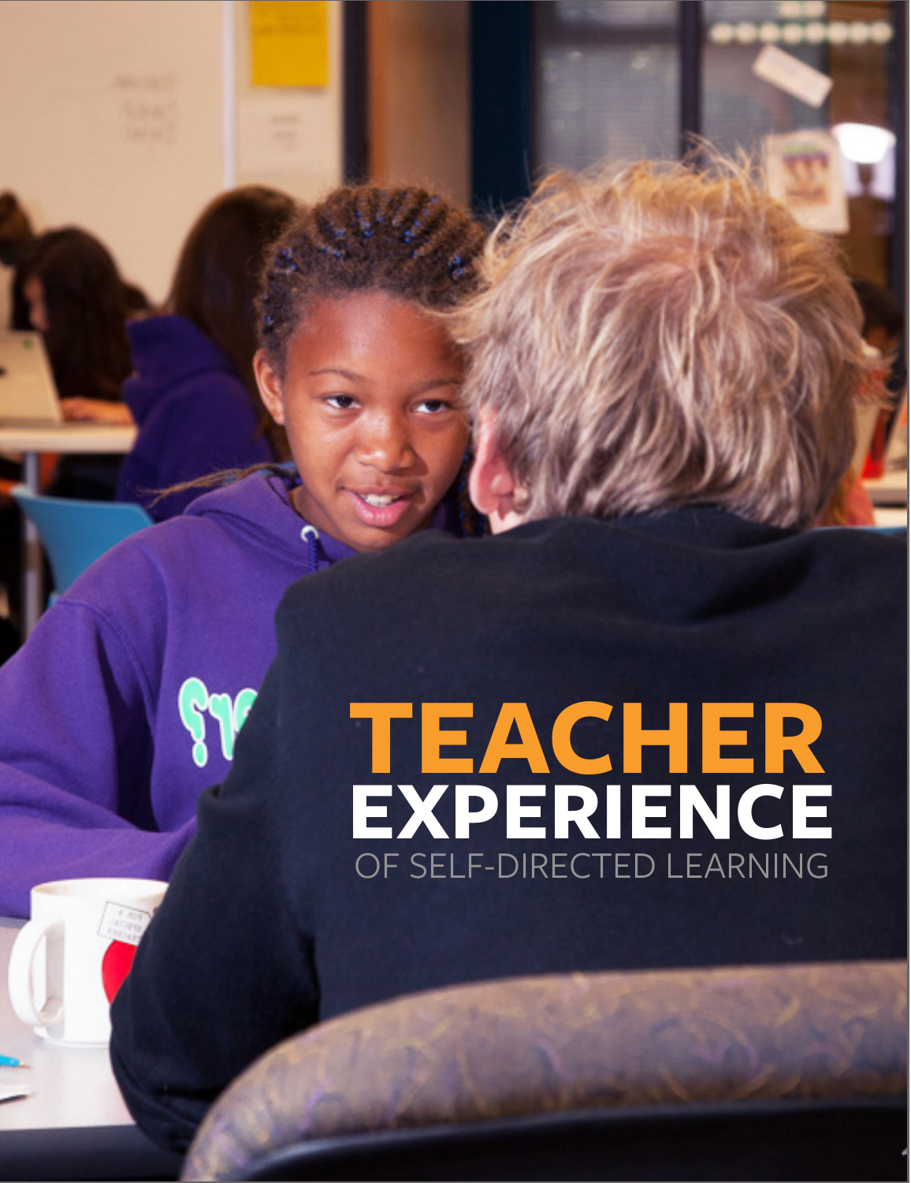# TEACHER EXPERIENCE

OF SELF-DIRECTED LEARNING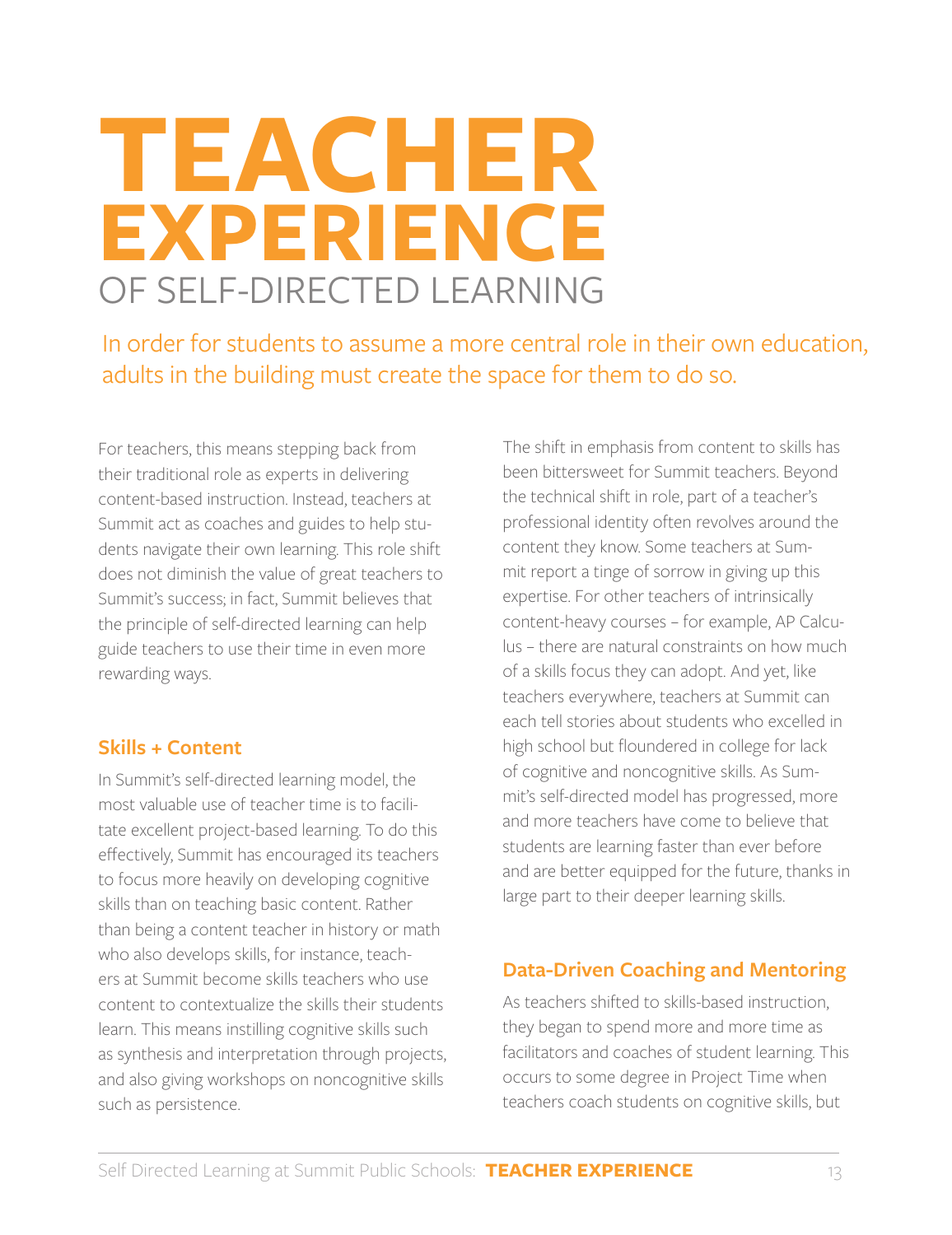# TEACHER EXPERIENCE

## OF SELF-DIRECTED LEARNING

In order for students to assume a more central role in their own education, adults in the building must create the space for them to do so.

For teachers, this means stepping back from their traditional role as experts in delivering content-based instruction. Instead, teachers at Summit act as coaches and guides to help students navigate their own learning. This role shift does not diminish the value of great teachers to Summit's success; in fact, Summit believes that the principle of self-directed learning can help guide teachers to use their time in even more rewarding ways.

### Skills + Content

In Summit's self-directed learning model, the most valuable use of teacher time is to facilitate excellent project-based learning. To do this effectively, Summit has encouraged its teachers to focus more heavily on developing cognitive skills than on teaching basic content. Rather than being a content teacher in history or math who also develops skills, for instance, teachers at Summit become skills teachers who use content to contextualize the skills their students learn. This means instilling cognitive skills such as synthesis and interpretation through projects, and also giving workshops on noncognitive skills such as persistence.

The shift in emphasis from content to skills has been bittersweet for Summit teachers. Beyond the technical shift in role, part of a teacher's professional identity often revolves around the content they know. Some teachers at Summit report a tinge of sorrow in giving up this expertise. For other teachers of intrinsically content-heavy courses – for example, AP Calculus – there are natural constraints on how much of a skills focus they can adopt. And yet, like teachers everywhere, teachers at Summit can each tell stories about students who excelled in high school but floundered in college for lack of cognitive and noncognitive skills. As Summit's self-directed model has progressed, more and more teachers have come to believe that students are learning faster than ever before and are better equipped for the future, thanks in large part to their deeper learning skills.

### Data-Driven Coaching and Mentoring

As teachers shifted to skills-based instruction, they began to spend more and more time as facilitators and coaches of student learning. This occurs to some degree in Project Time when teachers coach students on cognitive skills, but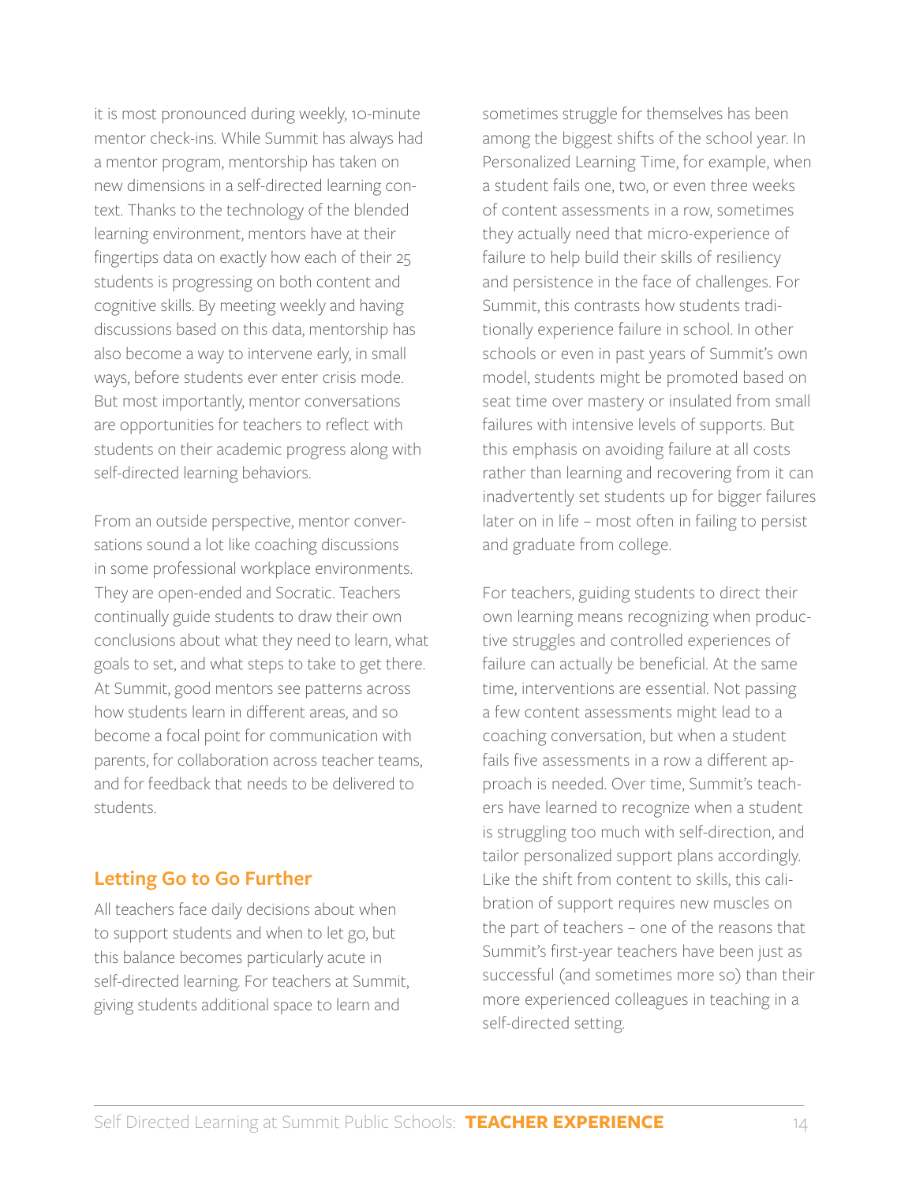it is most pronounced during weekly, 10-minute mentor check-ins. While Summit has always had a mentor program, mentorship has taken on new dimensions in a self-directed learning context. Thanks to the technology of the blended learning environment, mentors have at their fingertips data on exactly how each of their 25 students is progressing on both content and cognitive skills. By meeting weekly and having discussions based on this data, mentorship has also become a way to intervene early, in small ways, before students ever enter crisis mode. But most importantly, mentor conversations are opportunities for teachers to reflect with students on their academic progress along with self-directed learning behaviors.

From an outside perspective, mentor conversations sound a lot like coaching discussions in some professional workplace environments. They are open-ended and Socratic. Teachers continually guide students to draw their own conclusions about what they need to learn, what goals to set, and what steps to take to get there. At Summit, good mentors see patterns across how students learn in different areas, and so become a focal point for communication with parents, for collaboration across teacher teams, and for feedback that needs to be delivered to students.

## Letting Go to Go Further

All teachers face daily decisions about when to support students and when to let go, but this balance becomes particularly acute in self-directed learning. For teachers at Summit, giving students additional space to learn and sometimes struggle for themselves has been among the biggest shifts of the school year. In Personalized Learning Time, for example, when a student fails one, two, or even three weeks of content assessments in a row, sometimes they actually need that micro-experience of failure to help build their skills of resiliency and persistence in the face of challenges. For Summit, this contrasts how students traditionally experience failure in school. In other schools or even in past years of Summit's own model, students might be promoted based on seat time over mastery or insulated from small failures with intensive levels of supports. But this emphasis on avoiding failure at all costs rather than learning and recovering from it can inadvertently set students up for bigger failures later on in life – most often in failing to persist and graduate from college.

For teachers, guiding students to direct their own learning means recognizing when productive struggles and controlled experiences of failure can actually be beneficial. At the same time, interventions are essential. Not passing a few content assessments might lead to a coaching conversation, but when a student fails five assessments in a row a different approach is needed. Over time, Summit's teachers have learned to recognize when a student is struggling too much with self-direction, and tailor personalized support plans accordingly. Like the shift from content to skills, this calibration of support requires new muscles on the part of teachers – one of the reasons that Summit's first-year teachers have been just as successful (and sometimes more so) than their more experienced colleagues in teaching in a self-directed setting.